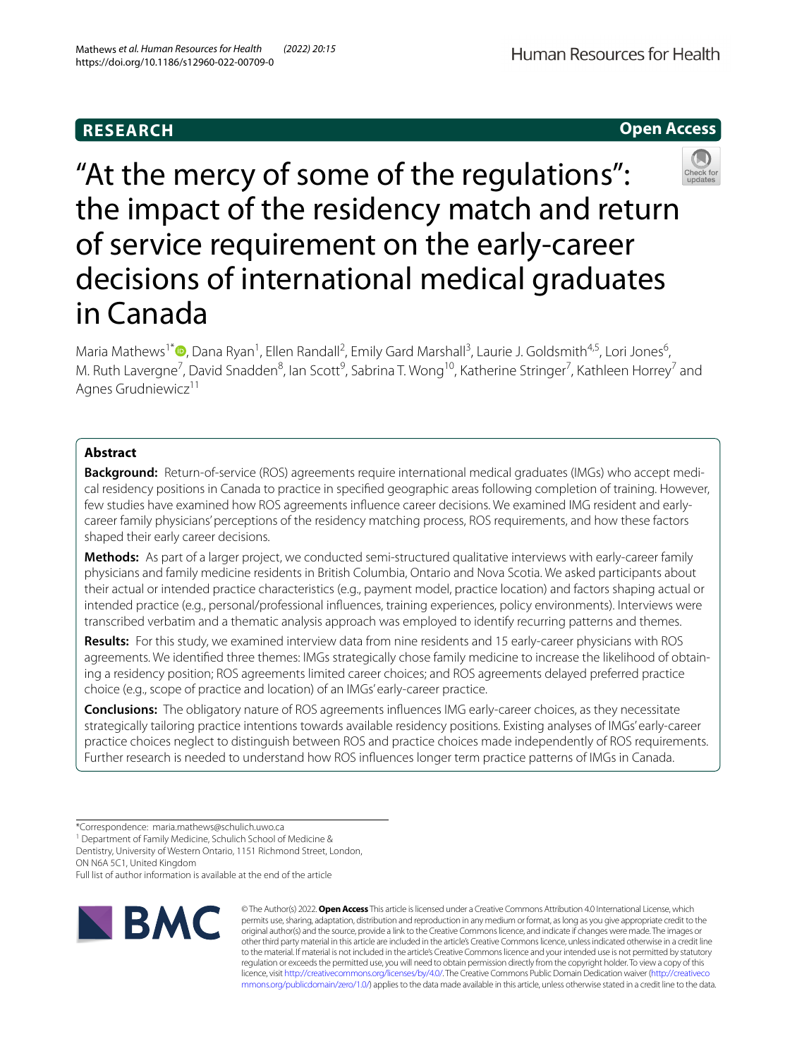**RESEARCH** **Open Access**

# "At the mercy of some of the regulations": the impact of the residency match and return of service requirement on the early-career decisions of international medical graduates in Canada

Maria Mathews[1*], Dana Ryan[1], Ellen Randall[2], Emily Gard Marshall[3], Laurie J. Goldsmith[4,5], Lori Jones[6], M. Ruth Lavergne[7], David Snadden[8], Ian Scott[9], Sabrina T. Wong[10], Katherine Stringer[7], Kathleen Horrey[7] and Agnes Grudniewicz[11]

## Abstract

**Background:** Return-of-service (ROS) agreements require international medical graduates (IMGs) who accept medical residency positions in Canada to practice in specified geographic areas following completion of training. However, few studies have examined how ROS agreements influence career decisions. We examined IMG resident and early-career family physicians' perceptions of the residency matching process, ROS requirements, and how these factors shaped their early career decisions.

**Methods:** As part of a larger project, we conducted semi-structured qualitative interviews with early-career family physicians and family medicine residents in British Columbia, Ontario and Nova Scotia. We asked participants about their actual or intended practice characteristics (e.g., payment model, practice location) and factors shaping actual or intended practice (e.g., personal/professional influences, training experiences, policy environments). Interviews were transcribed verbatim and a thematic analysis approach was employed to identify recurring patterns and themes.

**Results:** For this study, we examined interview data from nine residents and 15 early-career physicians with ROS agreements. We identified three themes: IMGs strategically chose family medicine to increase the likelihood of obtaining a residency position; ROS agreements limited career choices; and ROS agreements delayed preferred practice choice (e.g., scope of practice and location) of an IMGs' early-career practice.

**Conclusions:** The obligatory nature of ROS agreements influences IMG early-career choices, as they necessitate strategically tailoring practice intentions towards available residency positions. Existing analyses of IMGs' early-career practice choices neglect to distinguish between ROS and practice choices made independently of ROS requirements. Further research is needed to understand how ROS influences longer term practice patterns of IMGs in Canada.

*Correspondence: maria.mathews@schulich.uwo.ca
[1] Department of Family Medicine, Schulich School of Medicine & Dentistry, University of Western Ontario, 1151 Richmond Street, London, ON N6A 5C1, United Kingdom
Full list of author information is available at the end of the article

© The Author(s) 2022. **Open Access** This article is licensed under a Creative Commons Attribution 4.0 International License, which permits use, sharing, adaptation, distribution and reproduction in any medium or format, as long as you give appropriate credit to the original author(s) and the source, provide a link to the Creative Commons licence, and indicate if changes were made. The images or other third party material in this article are included in the article's Creative Commons licence, unless indicated otherwise in a credit line to the material. If material is not included in the article's Creative Commons licence and your intended use is not permitted by statutory regulation or exceeds the permitted use, you will need to obtain permission directly from the copyright holder. To view a copy of this licence, visit http://creativecommons.org/licenses/by/4.0/. The Creative Commons Public Domain Dedication waiver (http://creativecommons.org/publicdomain/zero/1.0/) applies to the data made available in this article, unless otherwise stated in a credit line to the data.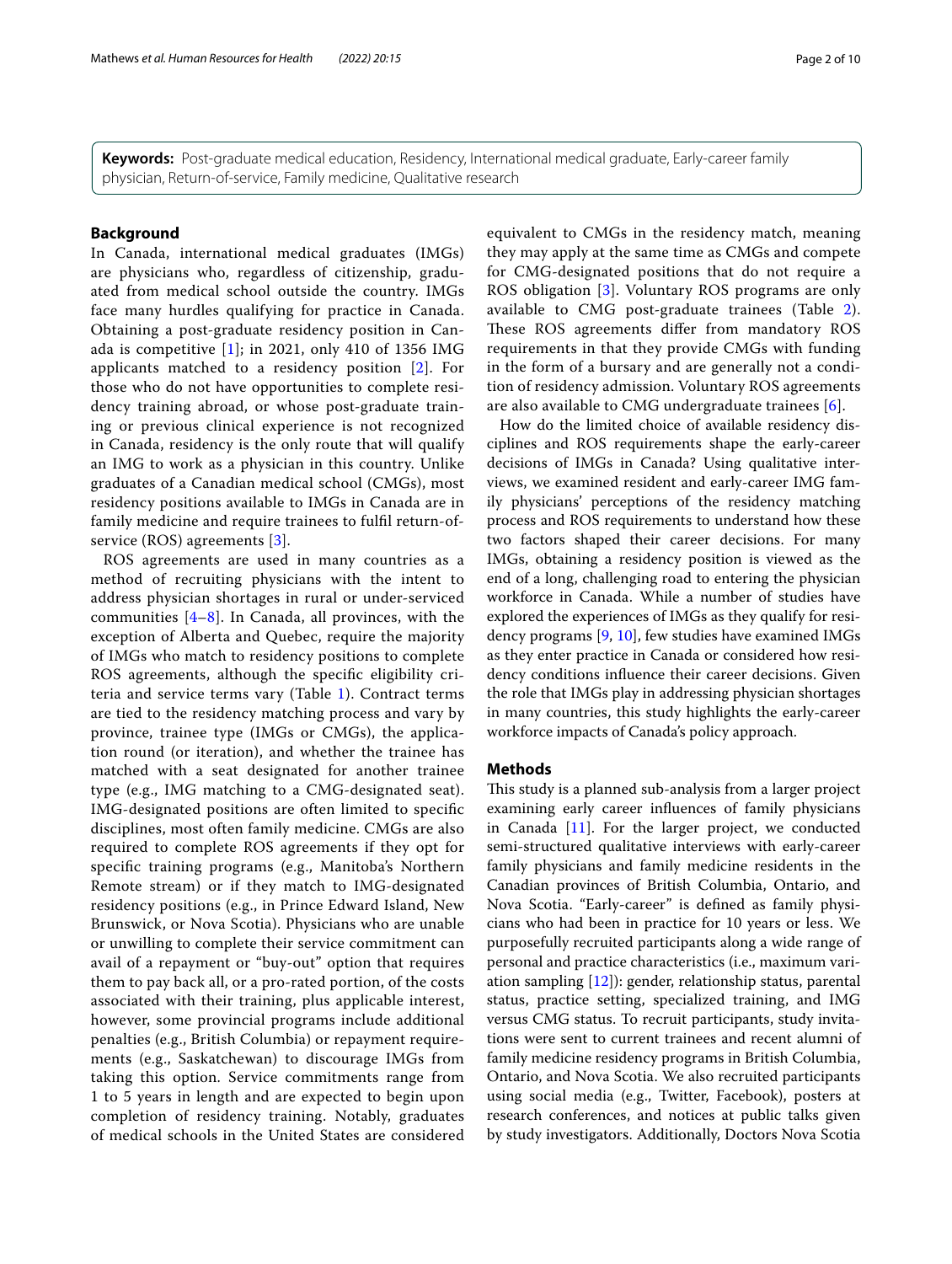**Keywords:** Post-graduate medical education, Residency, International medical graduate, Early-career family physician, Return-of-service, Family medicine, Qualitative research

## Background

In Canada, international medical graduates (IMGs) are physicians who, regardless of citizenship, graduated from medical school outside the country. IMGs face many hurdles qualifying for practice in Canada. Obtaining a post-graduate residency position in Canada is competitive [1]; in 2021, only 410 of 1356 IMG applicants matched to a residency position [2]. For those who do not have opportunities to complete residency training abroad, or whose post-graduate training or previous clinical experience is not recognized in Canada, residency is the only route that will qualify an IMG to work as a physician in this country. Unlike graduates of a Canadian medical school (CMGs), most residency positions available to IMGs in Canada are in family medicine and require trainees to fulfil return-of-service (ROS) agreements [3].

ROS agreements are used in many countries as a method of recruiting physicians with the intent to address physician shortages in rural or under-serviced communities [4–8]. In Canada, all provinces, with the exception of Alberta and Quebec, require the majority of IMGs who match to residency positions to complete ROS agreements, although the specific eligibility criteria and service terms vary (Table 1). Contract terms are tied to the residency matching process and vary by province, trainee type (IMGs or CMGs), the application round (or iteration), and whether the trainee has matched with a seat designated for another trainee type (e.g., IMG matching to a CMG-designated seat). IMG-designated positions are often limited to specific disciplines, most often family medicine. CMGs are also required to complete ROS agreements if they opt for specific training programs (e.g., Manitoba's Northern Remote stream) or if they match to IMG-designated residency positions (e.g., in Prince Edward Island, New Brunswick, or Nova Scotia). Physicians who are unable or unwilling to complete their service commitment can avail of a repayment or "buy-out" option that requires them to pay back all, or a pro-rated portion, of the costs associated with their training, plus applicable interest, however, some provincial programs include additional penalties (e.g., British Columbia) or repayment requirements (e.g., Saskatchewan) to discourage IMGs from taking this option. Service commitments range from 1 to 5 years in length and are expected to begin upon completion of residency training. Notably, graduates of medical schools in the United States are considered equivalent to CMGs in the residency match, meaning they may apply at the same time as CMGs and compete for CMG-designated positions that do not require a ROS obligation [3]. Voluntary ROS programs are only available to CMG post-graduate trainees (Table 2). These ROS agreements differ from mandatory ROS requirements in that they provide CMGs with funding in the form of a bursary and are generally not a condition of residency admission. Voluntary ROS agreements are also available to CMG undergraduate trainees [6].

How do the limited choice of available residency disciplines and ROS requirements shape the early-career decisions of IMGs in Canada? Using qualitative interviews, we examined resident and early-career IMG family physicians' perceptions of the residency matching process and ROS requirements to understand how these two factors shaped their career decisions. For many IMGs, obtaining a residency position is viewed as the end of a long, challenging road to entering the physician workforce in Canada. While a number of studies have explored the experiences of IMGs as they qualify for residency programs [9, 10], few studies have examined IMGs as they enter practice in Canada or considered how residency conditions influence their career decisions. Given the role that IMGs play in addressing physician shortages in many countries, this study highlights the early-career workforce impacts of Canada's policy approach.

## Methods

This study is a planned sub-analysis from a larger project examining early career influences of family physicians in Canada [11]. For the larger project, we conducted semi-structured qualitative interviews with early-career family physicians and family medicine residents in the Canadian provinces of British Columbia, Ontario, and Nova Scotia. "Early-career" is defined as family physicians who had been in practice for 10 years or less. We purposefully recruited participants along a wide range of personal and practice characteristics (i.e., maximum variation sampling [12]): gender, relationship status, parental status, practice setting, specialized training, and IMG versus CMG status. To recruit participants, study invitations were sent to current trainees and recent alumni of family medicine residency programs in British Columbia, Ontario, and Nova Scotia. We also recruited participants using social media (e.g., Twitter, Facebook), posters at research conferences, and notices at public talks given by study investigators. Additionally, Doctors Nova Scotia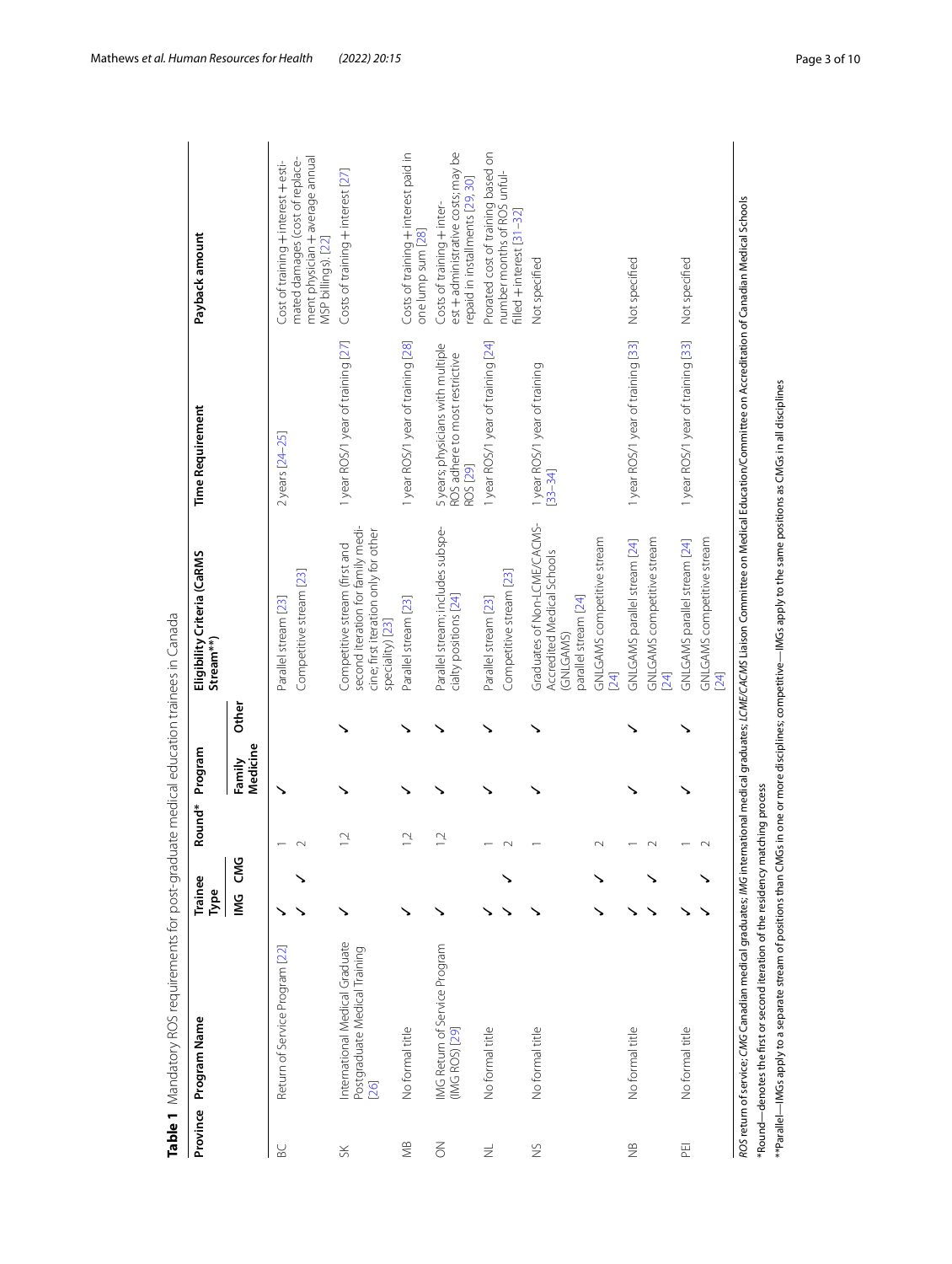**Table 1** Mandatory ROS requirements for post-graduate medical education trainees in Canada

| Province | Program Name | Trainee Type | | Round* | Program | | Eligibility Criteria (CaRMS Stream**) | Time Requirement | Payback amount |
|---|---|---|---|---|---|---|---|---|---|
| | | IMG | CMG | | Family Medicine | Other | | | |
| BC | Return of Service Program [22] | ✓ | | 1 | ✓ | | Parallel stream [23] | 2 years [24–25] | Cost of training + interest + estimated damages (cost of replacement physician + average annual MSP billings). [22] |
| | | ✓ | ✓ | 2 | | | Competitive stream [23] | | |
| SK | International Medical Graduate Postgraduate Medical Training [26] | ✓ | | 1,2 | ✓ | ✓ | Competitive stream (first and second iteration for family medicine; first iteration only for other specialty) [23] | 1 year ROS/1 year of training [27] | Costs of training + interest [27] |
| MB | No formal title | ✓ | | 1,2 | ✓ | ✓ | Parallel stream [23] | 1 year ROS/1 year of training [28] | Costs of training + interest paid in one lump sum [28] |
| ON | IMG Return of Service Program (IMG ROS) [29] | ✓ | | 1,2 | ✓ | ✓ | Parallel stream; includes subspecialty positions [24] | 5 years; physicians with multiple ROS adhere to most restrictive ROS [29] | Costs of training + interest + administrative costs; may be repaid in installments [29, 30] |
| NL | No formal title | ✓ | | 1 | ✓ | ✓ | Parallel stream [23] | 1 year ROS/1 year of training [24] | Prorated cost of training based on number months of ROS unfulfilled + interest [31–32] |
| | | ✓ | ✓ | 2 | | | Competitive stream [23] | | |
| NS | No formal title | ✓ | | 1 | ✓ | ✓ | Graduates of Non-LCME/CACMS-Accredited Medical Schools (GNLGAMS) parallel stream [24] | 1 year ROS/1 year of training [33–34] | Not specified |
| | | ✓ | ✓ | 2 | | | GNLGAMS competitive stream [24] | | |
| NB | No formal title | ✓ | | 1 | ✓ | ✓ | GNLGAMS parallel stream [24] | 1 year ROS/1 year of training [33] | Not specified |
| | | ✓ | ✓ | 2 | | | GNLGAMS competitive stream [24] | | |
| PEI | No formal title | ✓ | | 1 | ✓ | ✓ | GNLGAMS parallel stream [24] | 1 year ROS/1 year of training [33] | Not specified |
| | | ✓ | ✓ | 2 | | | GNLGAMS competitive stream [24] | | |

*ROS* return of service; *CMG* Canadian medical graduates; *IMG* international medical graduates; *LCME/CACMS* Liaison Committee on Medical Education/Committee on Accreditation of Canadian Medical Schools

*Round—denotes the first or second iteration of the residency matching process

**Parallel—IMGs apply to a separate stream of positions than CMGs in one or more disciplines; competitive—IMGs apply to the same positions as CMGs in all disciplines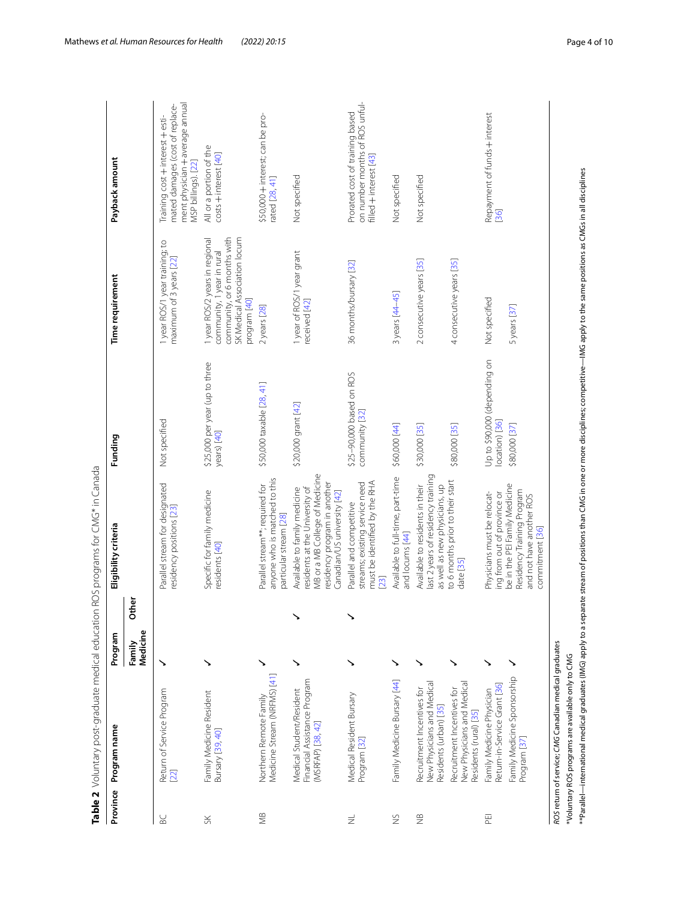**Table 2** Voluntary post-graduate medical education ROS programs for CMG* in Canada

| Province | Program name | Program | | Eligibility criteria | Funding | Time requirement | Payback amount |
|---|---|---|---|---|---|---|---|
| | | Family Medicine | Other | | | | |
| BC | Return of Service Program [22] | ✓ | | Parallel stream for designated residency positions [23] | Not specified | 1 year ROS/1 year training; to maximum of 3 years [22] | Training cost + interest + estimated damages (cost of replacement physician + average annual MSP billings). [22] |
| SK | Family Medicine Resident Bursary [39, 40] | ✓ | | Specific for family medicine residents [40] | $25,000 per year (up to three years) [40] | 1 year ROS/2 years in regional community, 1 year in rural community, or 6 months with SK Medical Association locum program [40] | All or a portion of the costs + interest [40] |
| MB | Northern Remote Family Medicine Stream (NRFMS) [41] | ✓ | | Parallel stream**; required for anyone who is matched to this particular stream [28] | $50,000 taxable [28, 41] | 2 years [28] | $50,000 + interest; can be prorated [28, 41] |
| | Medical Student/Resident Financial Assistance Program (MSRFAP) [38, 42] | ✓ | ✓ | Available to family medicine residents at the University of MB or a MB College of Medicine residency program in another Canadian/US university [42] | $20,000 grant [42] | 1 year of ROS/1 year grant received [42] | Not specified |
| NL | Medical Resident Bursary Program [32] | ✓ | ✓ | Parallel and competitive streams; existing service need must be identified by the RHA [23] | $25–90,000 based on ROS community [32] | 36 months/bursary [32] | Prorated cost of training based on number months of ROS unfulfilled + interest [43] |
| NS | Family Medicine Bursary [44] | ✓ | | Available to full-time, part-time and locums [44] | $60,000 [44] | 3 years [44–45] | Not specified |
| NB | Recruitment Incentives for New Physicians and Medical Residents (urban) [35] | ✓ | | Available to residents in their last 2 years of residency training as well as new physicians, up to 6 months prior to their start date [35] | $30,000 [35] | 2 consecutive years [35] | Not specified |
| | Recruitment Incentives for New Physicians and Medical Residents (rural) [35] | ✓ | | | $80,000 [35] | 4 consecutive years [35] | |
| PEI | Family Medicine Physician Return-in-Service Grant [36] | ✓ | | Physicians must be relocating from out of province or be in the PEI Family Medicine Residency Training Program and not have another ROS commitment [36] | Up to $90,000 (depending on location) [36] | Not specified | Repayment of funds + interest [36] |
| | Family Medicine Sponsorship Program [37] | ✓ | | | $80,000 [37] | 5 years [37] | |

*ROS* return of service; *CMG* Canadian medical graduates

*Voluntary ROS programs are available only to CMG

**Parallel—international medical graduates (IMG) apply to a separate stream of positions than CMG in one or more disciplines; competitive—IMG apply to the same positions as CMGs in all disciplines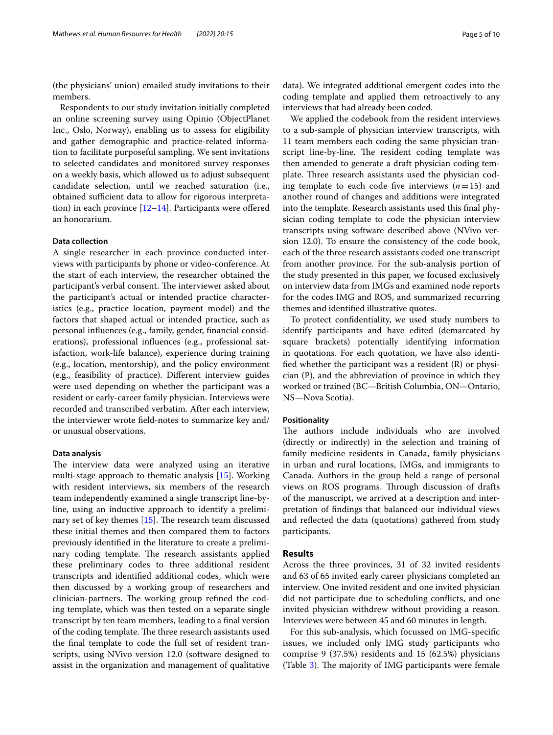(the physicians' union) emailed study invitations to their members.

Respondents to our study invitation initially completed an online screening survey using Opinio (ObjectPlanet Inc., Oslo, Norway), enabling us to assess for eligibility and gather demographic and practice-related information to facilitate purposeful sampling. We sent invitations to selected candidates and monitored survey responses on a weekly basis, which allowed us to adjust subsequent candidate selection, until we reached saturation (i.e., obtained sufficient data to allow for rigorous interpretation) in each province [12–14]. Participants were offered an honorarium.

#### Data collection

A single researcher in each province conducted interviews with participants by phone or video-conference. At the start of each interview, the researcher obtained the participant's verbal consent. The interviewer asked about the participant's actual or intended practice characteristics (e.g., practice location, payment model) and the factors that shaped actual or intended practice, such as personal influences (e.g., family, gender, financial considerations), professional influences (e.g., professional satisfaction, work-life balance), experience during training (e.g., location, mentorship), and the policy environment (e.g., feasibility of practice). Different interview guides were used depending on whether the participant was a resident or early-career family physician. Interviews were recorded and transcribed verbatim. After each interview, the interviewer wrote field-notes to summarize key and/or unusual observations.

#### Data analysis

The interview data were analyzed using an iterative multi-stage approach to thematic analysis [15]. Working with resident interviews, six members of the research team independently examined a single transcript line-by-line, using an inductive approach to identify a preliminary set of key themes [15]. The research team discussed these initial themes and then compared them to factors previously identified in the literature to create a preliminary coding template. The research assistants applied these preliminary codes to three additional resident transcripts and identified additional codes, which were then discussed by a working group of researchers and clinician-partners. The working group refined the coding template, which was then tested on a separate single transcript by ten team members, leading to a final version of the coding template. The three research assistants used the final template to code the full set of resident transcripts, using NVivo version 12.0 (software designed to assist in the organization and management of qualitative data). We integrated additional emergent codes into the coding template and applied them retroactively to any interviews that had already been coded.

We applied the codebook from the resident interviews to a sub-sample of physician interview transcripts, with 11 team members each coding the same physician transcript line-by-line. The resident coding template was then amended to generate a draft physician coding template. Three research assistants used the physician coding template to each code five interviews ($n = 15$) and another round of changes and additions were integrated into the template. Research assistants used this final physician coding template to code the physician interview transcripts using software described above (NVivo version 12.0). To ensure the consistency of the code book, each of the three research assistants coded one transcript from another province. For the sub-analysis portion of the study presented in this paper, we focused exclusively on interview data from IMGs and examined node reports for the codes IMG and ROS, and summarized recurring themes and identified illustrative quotes.

To protect confidentiality, we used study numbers to identify participants and have edited (demarcated by square brackets) potentially identifying information in quotations. For each quotation, we have also identified whether the participant was a resident (R) or physician (P), and the abbreviation of province in which they worked or trained (BC—British Columbia, ON—Ontario, NS—Nova Scotia).

#### Positionality

The authors include individuals who are involved (directly or indirectly) in the selection and training of family medicine residents in Canada, family physicians in urban and rural locations, IMGs, and immigrants to Canada. Authors in the group held a range of personal views on ROS programs. Through discussion of drafts of the manuscript, we arrived at a description and interpretation of findings that balanced our individual views and reflected the data (quotations) gathered from study participants.

## Results

Across the three provinces, 31 of 32 invited residents and 63 of 65 invited early career physicians completed an interview. One invited resident and one invited physician did not participate due to scheduling conflicts, and one invited physician withdrew without providing a reason. Interviews were between 45 and 60 minutes in length.

For this sub-analysis, which focussed on IMG-specific issues, we included only IMG study participants who comprise 9 (37.5%) residents and 15 (62.5%) physicians (Table 3). The majority of IMG participants were female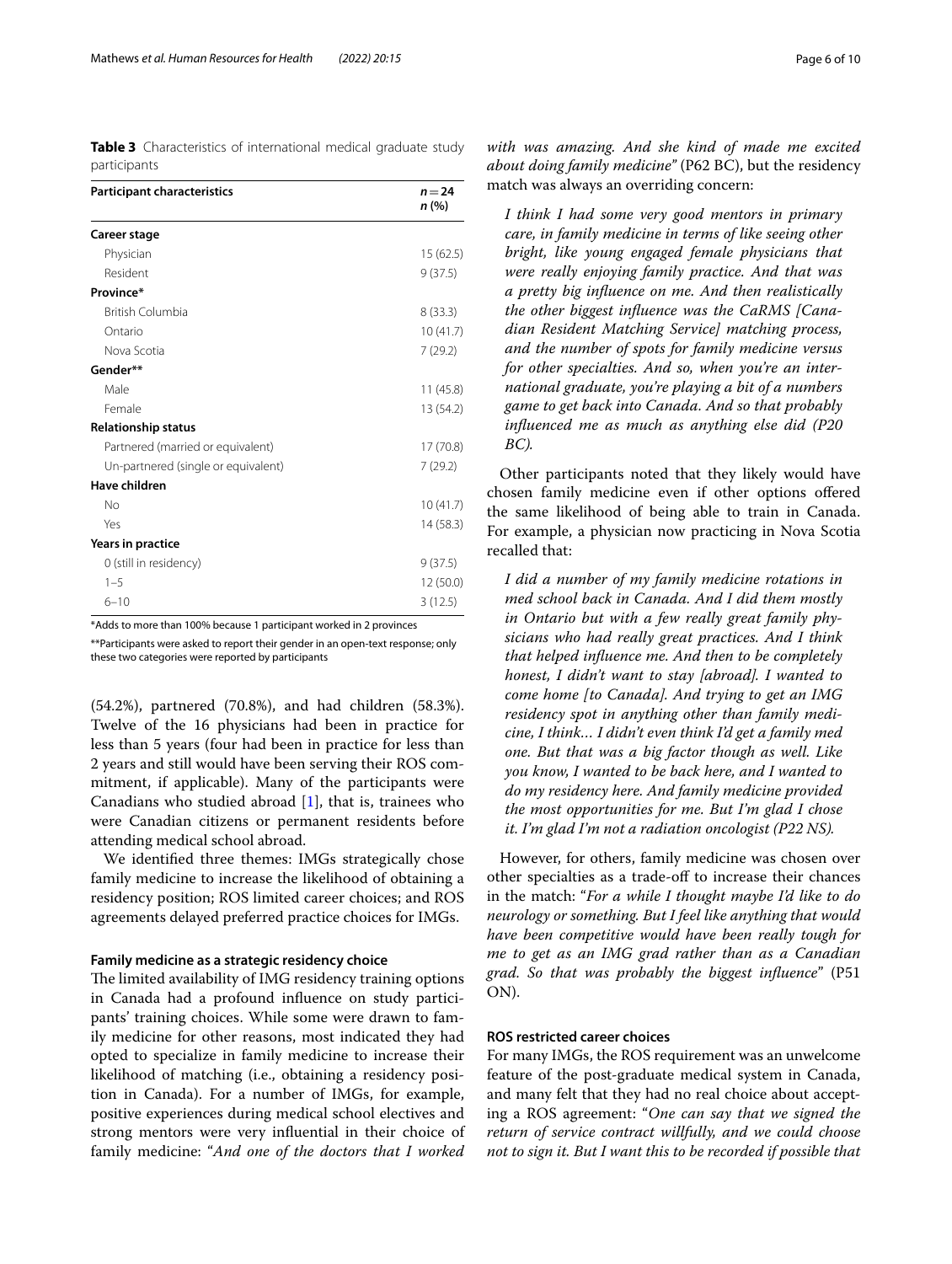**Table 3** Characteristics of international medical graduate study participants

| Participant characteristics | $n = 24$ n (%) |
|---|---|
| **Career stage** | |
| Physician | 15 (62.5) |
| Resident | 9 (37.5) |
| **Province*** | |
| British Columbia | 8 (33.3) |
| Ontario | 10 (41.7) |
| Nova Scotia | 7 (29.2) |
| **Gender**** | |
| Male | 11 (45.8) |
| Female | 13 (54.2) |
| **Relationship status** | |
| Partnered (married or equivalent) | 17 (70.8) |
| Un-partnered (single or equivalent) | 7 (29.2) |
| **Have children** | |
| No | 10 (41.7) |
| Yes | 14 (58.3) |
| **Years in practice** | |
| 0 (still in residency) | 9 (37.5) |
| 1–5 | 12 (50.0) |
| 6–10 | 3 (12.5) |

*Adds to more than 100% because 1 participant worked in 2 provinces

**Participants were asked to report their gender in an open-text response; only these two categories were reported by participants

(54.2%), partnered (70.8%), and had children (58.3%). Twelve of the 16 physicians had been in practice for less than 5 years (four had been in practice for less than 2 years and still would have been serving their ROS commitment, if applicable). Many of the participants were Canadians who studied abroad [1], that is, trainees who were Canadian citizens or permanent residents before attending medical school abroad.

We identified three themes: IMGs strategically chose family medicine to increase the likelihood of obtaining a residency position; ROS limited career choices; and ROS agreements delayed preferred practice choices for IMGs.

#### Family medicine as a strategic residency choice

The limited availability of IMG residency training options in Canada had a profound influence on study participants' training choices. While some were drawn to family medicine for other reasons, most indicated they had opted to specialize in family medicine to increase their likelihood of matching (i.e., obtaining a residency position in Canada). For a number of IMGs, for example, positive experiences during medical school electives and strong mentors were very influential in their choice of family medicine: "*And one of the doctors that I worked with was amazing. And she kind of made me excited about doing family medicine*" (P62 BC), but the residency match was always an overriding concern:

> *I think I had some very good mentors in primary care, in family medicine in terms of like seeing other bright, like young engaged female physicians that were really enjoying family practice. And that was a pretty big influence on me. And then realistically the other biggest influence was the CaRMS [Canadian Resident Matching Service] matching process, and the number of spots for family medicine versus for other specialties. And so, when you're an international graduate, you're playing a bit of a numbers game to get back into Canada. And so that probably influenced me as much as anything else did (P20 BC).*

Other participants noted that they likely would have chosen family medicine even if other options offered the same likelihood of being able to train in Canada. For example, a physician now practicing in Nova Scotia recalled that:

> *I did a number of my family medicine rotations in med school back in Canada. And I did them mostly in Ontario but with a few really great family physicians who had really great practices. And I think that helped influence me. And then to be completely honest, I didn't want to stay [abroad]. I wanted to come home [to Canada]. And trying to get an IMG residency spot in anything other than family medicine, I think… I didn't even think I'd get a family med one. But that was a big factor though as well. Like you know, I wanted to be back here, and I wanted to do my residency here. And family medicine provided the most opportunities for me. But I'm glad I chose it. I'm glad I'm not a radiation oncologist (P22 NS).*

However, for others, family medicine was chosen over other specialties as a trade-off to increase their chances in the match: "*For a while I thought maybe I'd like to do neurology or something. But I feel like anything that would have been competitive would have been really tough for me to get as an IMG grad rather than as a Canadian grad. So that was probably the biggest influence*" (P51 ON).

#### ROS restricted career choices

For many IMGs, the ROS requirement was an unwelcome feature of the post-graduate medical system in Canada, and many felt that they had no real choice about accepting a ROS agreement: "*One can say that we signed the return of service contract willfully, and we could choose not to sign it. But I want this to be recorded if possible that*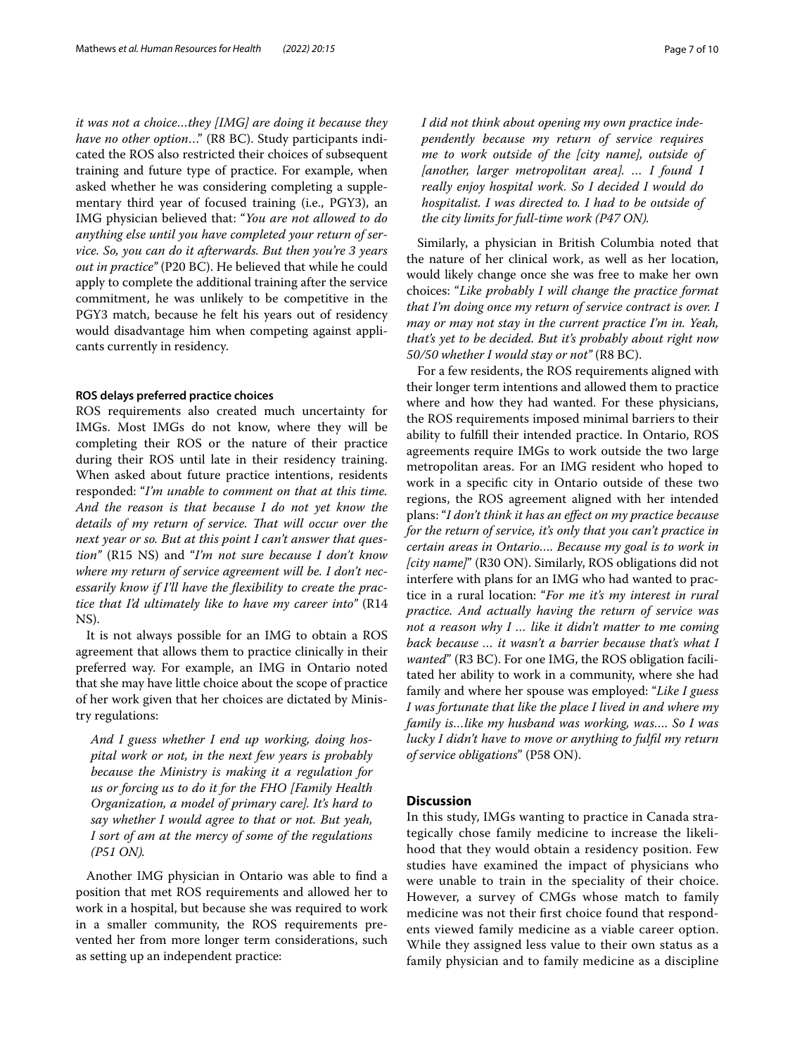*it was not a choice…they [IMG] are doing it because they have no other option…*" (R8 BC). Study participants indicated the ROS also restricted their choices of subsequent training and future type of practice. For example, when asked whether he was considering completing a supplementary third year of focused training (i.e., PGY3), an IMG physician believed that: "*You are not allowed to do anything else until you have completed your return of service. So, you can do it afterwards. But then you're 3 years out in practice*" (P20 BC). He believed that while he could apply to complete the additional training after the service commitment, he was unlikely to be competitive in the PGY3 match, because he felt his years out of residency would disadvantage him when competing against applicants currently in residency.

#### ROS delays preferred practice choices

ROS requirements also created much uncertainty for IMGs. Most IMGs do not know, where they will be completing their ROS or the nature of their practice during their ROS until late in their residency training. When asked about future practice intentions, residents responded: "*I'm unable to comment on that at this time. And the reason is that because I do not yet know the details of my return of service. That will occur over the next year or so. But at this point I can't answer that question*" (R15 NS) and "*I'm not sure because I don't know where my return of service agreement will be. I don't necessarily know if I'll have the flexibility to create the practice that I'd ultimately like to have my career into*" (R14 NS).

It is not always possible for an IMG to obtain a ROS agreement that allows them to practice clinically in their preferred way. For example, an IMG in Ontario noted that she may have little choice about the scope of practice of her work given that her choices are dictated by Ministry regulations:

> *And I guess whether I end up working, doing hospital work or not, in the next few years is probably because the Ministry is making it a regulation for us or forcing us to do it for the FHO [Family Health Organization, a model of primary care]. It's hard to say whether I would agree to that or not. But yeah, I sort of am at the mercy of some of the regulations (P51 ON).*

Another IMG physician in Ontario was able to find a position that met ROS requirements and allowed her to work in a hospital, but because she was required to work in a smaller community, the ROS requirements prevented her from more longer term considerations, such as setting up an independent practice:

> *I did not think about opening my own practice independently because my return of service requires me to work outside of the [city name], outside of [another, larger metropolitan area]. … I found I really enjoy hospital work. So I decided I would do hospitalist. I was directed to. I had to be outside of the city limits for full-time work (P47 ON).*

Similarly, a physician in British Columbia noted that the nature of her clinical work, as well as her location, would likely change once she was free to make her own choices: "*Like probably I will change the practice format that I'm doing once my return of service contract is over. I may or may not stay in the current practice I'm in. Yeah, that's yet to be decided. But it's probably about right now 50/50 whether I would stay or not*" (R8 BC).

For a few residents, the ROS requirements aligned with their longer term intentions and allowed them to practice where and how they had wanted. For these physicians, the ROS requirements imposed minimal barriers to their ability to fulfill their intended practice. In Ontario, ROS agreements require IMGs to work outside the two large metropolitan areas. For an IMG resident who hoped to work in a specific city in Ontario outside of these two regions, the ROS agreement aligned with her intended plans: "*I don't think it has an effect on my practice because for the return of service, it's only that you can't practice in certain areas in Ontario…. Because my goal is to work in [city name]*" (R30 ON). Similarly, ROS obligations did not interfere with plans for an IMG who had wanted to practice in a rural location: "*For me it's my interest in rural practice. And actually having the return of service was not a reason why I … like it didn't matter to me coming back because … it wasn't a barrier because that's what I wanted*" (R3 BC). For one IMG, the ROS obligation facilitated her ability to work in a community, where she had family and where her spouse was employed: "*Like I guess I was fortunate that like the place I lived in and where my family is…like my husband was working, was…. So I was lucky I didn't have to move or anything to fulfil my return of service obligations*" (P58 ON).

## Discussion

In this study, IMGs wanting to practice in Canada strategically chose family medicine to increase the likelihood that they would obtain a residency position. Few studies have examined the impact of physicians who were unable to train in the speciality of their choice. However, a survey of CMGs whose match to family medicine was not their first choice found that respondents viewed family medicine as a viable career option. While they assigned less value to their own status as a family physician and to family medicine as a discipline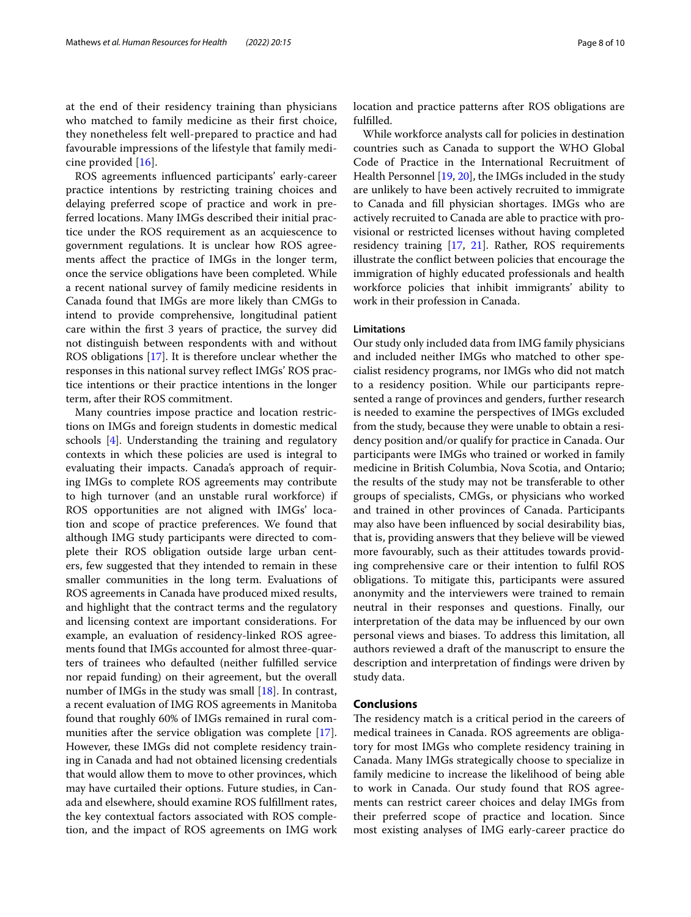at the end of their residency training than physicians who matched to family medicine as their first choice, they nonetheless felt well-prepared to practice and had favourable impressions of the lifestyle that family medicine provided [16].

ROS agreements influenced participants' early-career practice intentions by restricting training choices and delaying preferred scope of practice and work in preferred locations. Many IMGs described their initial practice under the ROS requirement as an acquiescence to government regulations. It is unclear how ROS agreements affect the practice of IMGs in the longer term, once the service obligations have been completed. While a recent national survey of family medicine residents in Canada found that IMGs are more likely than CMGs to intend to provide comprehensive, longitudinal patient care within the first 3 years of practice, the survey did not distinguish between respondents with and without ROS obligations [17]. It is therefore unclear whether the responses in this national survey reflect IMGs' ROS practice intentions or their practice intentions in the longer term, after their ROS commitment.

Many countries impose practice and location restrictions on IMGs and foreign students in domestic medical schools [4]. Understanding the training and regulatory contexts in which these policies are used is integral to evaluating their impacts. Canada's approach of requiring IMGs to complete ROS agreements may contribute to high turnover (and an unstable rural workforce) if ROS opportunities are not aligned with IMGs' location and scope of practice preferences. We found that although IMG study participants were directed to complete their ROS obligation outside large urban centers, few suggested that they intended to remain in these smaller communities in the long term. Evaluations of ROS agreements in Canada have produced mixed results, and highlight that the contract terms and the regulatory and licensing context are important considerations. For example, an evaluation of residency-linked ROS agreements found that IMGs accounted for almost three-quarters of trainees who defaulted (neither fulfilled service nor repaid funding) on their agreement, but the overall number of IMGs in the study was small [18]. In contrast, a recent evaluation of IMG ROS agreements in Manitoba found that roughly 60% of IMGs remained in rural communities after the service obligation was complete [17]. However, these IMGs did not complete residency training in Canada and had not obtained licensing credentials that would allow them to move to other provinces, which may have curtailed their options. Future studies, in Canada and elsewhere, should examine ROS fulfillment rates, the key contextual factors associated with ROS completion, and the impact of ROS agreements on IMG work location and practice patterns after ROS obligations are fulfilled.

While workforce analysts call for policies in destination countries such as Canada to support the WHO Global Code of Practice in the International Recruitment of Health Personnel [19, 20], the IMGs included in the study are unlikely to have been actively recruited to immigrate to Canada and fill physician shortages. IMGs who are actively recruited to Canada are able to practice with provisional or restricted licenses without having completed residency training [17, 21]. Rather, ROS requirements illustrate the conflict between policies that encourage the immigration of highly educated professionals and health workforce policies that inhibit immigrants' ability to work in their profession in Canada.

### Limitations

Our study only included data from IMG family physicians and included neither IMGs who matched to other specialist residency programs, nor IMGs who did not match to a residency position. While our participants represented a range of provinces and genders, further research is needed to examine the perspectives of IMGs excluded from the study, because they were unable to obtain a residency position and/or qualify for practice in Canada. Our participants were IMGs who trained or worked in family medicine in British Columbia, Nova Scotia, and Ontario; the results of the study may not be transferable to other groups of specialists, CMGs, or physicians who worked and trained in other provinces of Canada. Participants may also have been influenced by social desirability bias, that is, providing answers that they believe will be viewed more favourably, such as their attitudes towards providing comprehensive care or their intention to fulfil ROS obligations. To mitigate this, participants were assured anonymity and the interviewers were trained to remain neutral in their responses and questions. Finally, our interpretation of the data may be influenced by our own personal views and biases. To address this limitation, all authors reviewed a draft of the manuscript to ensure the description and interpretation of findings were driven by study data.

## Conclusions

The residency match is a critical period in the careers of medical trainees in Canada. ROS agreements are obligatory for most IMGs who complete residency training in Canada. Many IMGs strategically choose to specialize in family medicine to increase the likelihood of being able to work in Canada. Our study found that ROS agreements can restrict career choices and delay IMGs from their preferred scope of practice and location. Since most existing analyses of IMG early-career practice do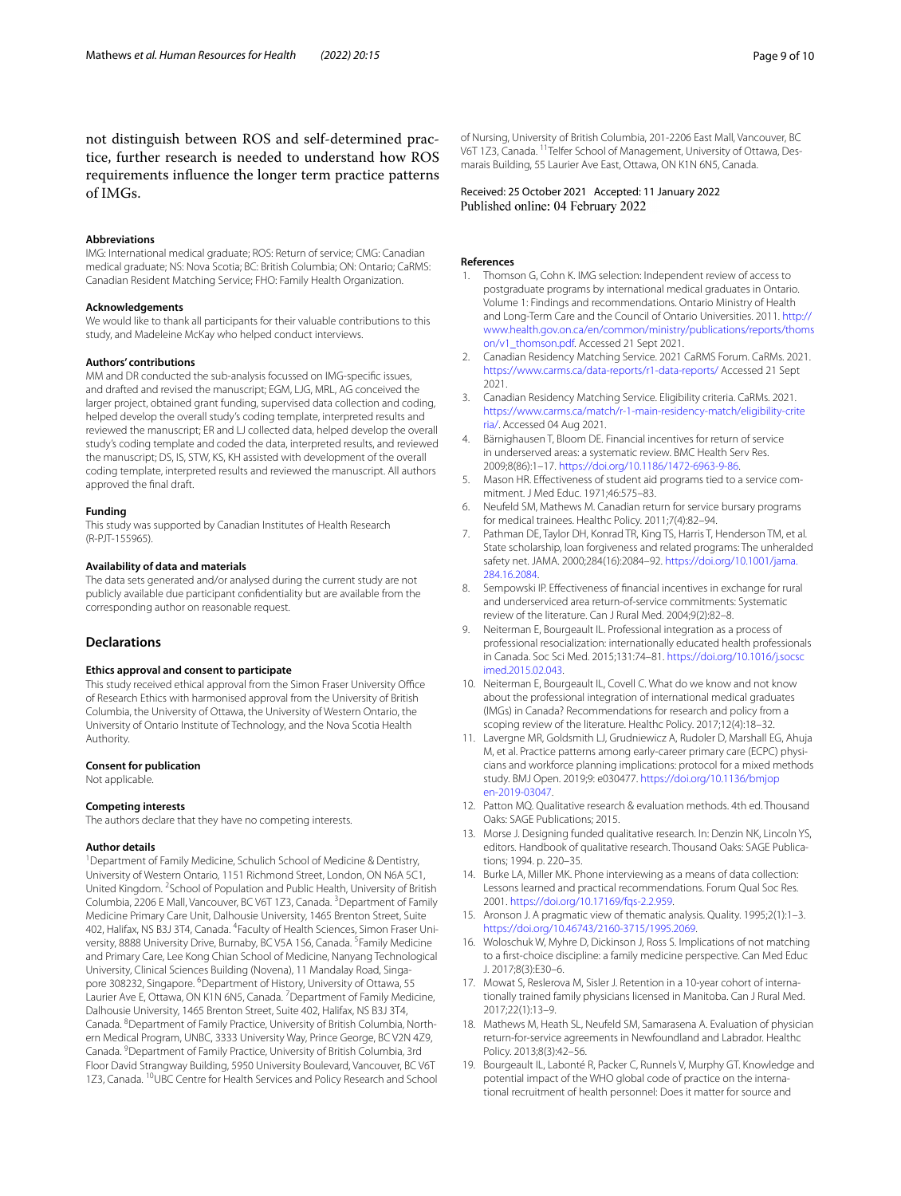not distinguish between ROS and self-determined practice, further research is needed to understand how ROS requirements influence the longer term practice patterns of IMGs.

### Abbreviations

IMG: International medical graduate; ROS: Return of service; CMG: Canadian medical graduate; NS: Nova Scotia; BC: British Columbia; ON: Ontario; CaRMS: Canadian Resident Matching Service; FHO: Family Health Organization.

### Acknowledgements

We would like to thank all participants for their valuable contributions to this study, and Madeleine McKay who helped conduct interviews.

### Authors' contributions

MM and DR conducted the sub-analysis focussed on IMG-specific issues, and drafted and revised the manuscript; EGM, LJG, MRL, AG conceived the larger project, obtained grant funding, supervised data collection and coding, helped develop the overall study's coding template, interpreted results and reviewed the manuscript; ER and LJ collected data, helped develop the overall study's coding template and coded the data, interpreted results, and reviewed the manuscript; DS, IS, STW, KS, KH assisted with development of the overall coding template, interpreted results and reviewed the manuscript. All authors approved the final draft.

### Funding

This study was supported by Canadian Institutes of Health Research (R-PJT-155965).

### Availability of data and materials

The data sets generated and/or analysed during the current study are not publicly available due participant confidentiality but are available from the corresponding author on reasonable request.

## Declarations

### Ethics approval and consent to participate

This study received ethical approval from the Simon Fraser University Office of Research Ethics with harmonised approval from the University of British Columbia, the University of Ottawa, the University of Western Ontario, the University of Ontario Institute of Technology, and the Nova Scotia Health Authority.

### Consent for publication

Not applicable.

### Competing interests

The authors declare that they have no competing interests.

### Author details

[1]Department of Family Medicine, Schulich School of Medicine & Dentistry, University of Western Ontario, 1151 Richmond Street, London, ON N6A 5C1, United Kingdom. [2]School of Population and Public Health, University of British Columbia, 2206 E Mall, Vancouver, BC V6T 1Z3, Canada. [3]Department of Family Medicine Primary Care Unit, Dalhousie University, 1465 Brenton Street, Suite 402, Halifax, NS B3J 3T4, Canada. [4]Faculty of Health Sciences, Simon Fraser University, 8888 University Drive, Burnaby, BC V5A 1S6, Canada. [5]Family Medicine and Primary Care, Lee Kong Chian School of Medicine, Nanyang Technological University, Clinical Sciences Building (Novena), 11 Mandalay Road, Singapore 308232, Singapore. [6]Department of History, University of Ottawa, 55 Laurier Ave E, Ottawa, ON K1N 6N5, Canada. [7]Department of Family Medicine, Dalhousie University, 1465 Brenton Street, Suite 402, Halifax, NS B3J 3T4, Canada. [8]Department of Family Practice, University of British Columbia, Northern Medical Program, UNBC, 3333 University Way, Prince George, BC V2N 4Z9, Canada. [9]Department of Family Practice, University of British Columbia, 3rd Floor David Strangway Building, 5950 University Boulevard, Vancouver, BC V6T 1Z3, Canada. [10]UBC Centre for Health Services and Policy Research and School of Nursing, University of British Columbia, 201-2206 East Mall, Vancouver, BC V6T 1Z3, Canada. [11]Telfer School of Management, University of Ottawa, Desmarais Building, 55 Laurier Ave East, Ottawa, ON K1N 6N5, Canada.

Received: 25 October 2021 Accepted: 11 January 2022
Published online: 04 February 2022

### References

1. Thomson G, Cohn K. IMG selection: Independent review of access to postgraduate programs by international medical graduates in Ontario. Volume 1: Findings and recommendations. Ontario Ministry of Health and Long-Term Care and the Council of Ontario Universities. 2011. http://www.health.gov.on.ca/en/common/ministry/publications/reports/thomson/v1_thomson.pdf. Accessed 21 Sept 2021.
2. Canadian Residency Matching Service. 2021 CaRMS Forum. CaRMs. 2021. https://www.carms.ca/data-reports/r1-data-reports/ Accessed 21 Sept 2021.
3. Canadian Residency Matching Service. Eligibility criteria. CaRMs. 2021. https://www.carms.ca/match/r-1-main-residency-match/eligibility-criteria/. Accessed 04 Aug 2021.
4. Bärnighausen T, Bloom DE. Financial incentives for return of service in underserved areas: a systematic review. BMC Health Serv Res. 2009;8(86):1–17. https://doi.org/10.1186/1472-6963-9-86.
5. Mason HR. Effectiveness of student aid programs tied to a service commitment. J Med Educ. 1971;46:575–83.
6. Neufeld SM, Mathews M. Canadian return for service bursary programs for medical trainees. Healthc Policy. 2011;7(4):82–94.
7. Pathman DE, Taylor DH, Konrad TR, King TS, Harris T, Henderson TM, et al. State scholarship, loan forgiveness and related programs: The unheralded safety net. JAMA. 2000;284(16):2084–92. https://doi.org/10.1001/jama.284.16.2084.
8. Sempowski IP. Effectiveness of financial incentives in exchange for rural and underserviced area return-of-service commitments: Systematic review of the literature. Can J Rural Med. 2004;9(2):82–8.
9. Neiterman E, Bourgeault IL. Professional integration as a process of professional resocialization: internationally educated health professionals in Canada. Soc Sci Med. 2015;131:74–81. https://doi.org/10.1016/j.socscimed.2015.02.043.
10. Neiterman E, Bourgeault IL, Covell C. What do we know and not know about the professional integration of international medical graduates (IMGs) in Canada? Recommendations for research and policy from a scoping review of the literature. Healthc Policy. 2017;12(4):18–32.
11. Lavergne MR, Goldsmith LJ, Grudniewicz A, Rudoler D, Marshall EG, Ahuja M, et al. Practice patterns among early-career primary care (ECPC) physicians and workforce planning implications: protocol for a mixed methods study. BMJ Open. 2019;9: e030477. https://doi.org/10.1136/bmjopen-2019-03047.
12. Patton MQ. Qualitative research & evaluation methods. 4th ed. Thousand Oaks: SAGE Publications; 2015.
13. Morse J. Designing funded qualitative research. In: Denzin NK, Lincoln YS, editors. Handbook of qualitative research. Thousand Oaks: SAGE Publications; 1994. p. 220–35.
14. Burke LA, Miller MK. Phone interviewing as a means of data collection: Lessons learned and practical recommendations. Forum Qual Soc Res. 2001. https://doi.org/10.17169/fqs-2.2.959.
15. Aronson J. A pragmatic view of thematic analysis. Quality. 1995;2(1):1–3. https://doi.org/10.46743/2160-3715/1995.2069.
16. Woloschuk W, Myhre D, Dickinson J, Ross S. Implications of not matching to a first-choice discipline: a family medicine perspective. Can Med Educ J. 2017;8(3):E30–6.
17. Mowat S, Reslerova M, Sisler J. Retention in a 10-year cohort of internationally trained family physicians licensed in Manitoba. Can J Rural Med. 2017;22(1):13–9.
18. Mathews M, Heath SL, Neufeld SM, Samarasena A. Evaluation of physician return-for-service agreements in Newfoundland and Labrador. Healthc Policy. 2013;8(3):42–56.
19. Bourgeault IL, Labonté R, Packer C, Runnels V, Murphy GT. Knowledge and potential impact of the WHO global code of practice on the international recruitment of health personnel: Does it matter for source and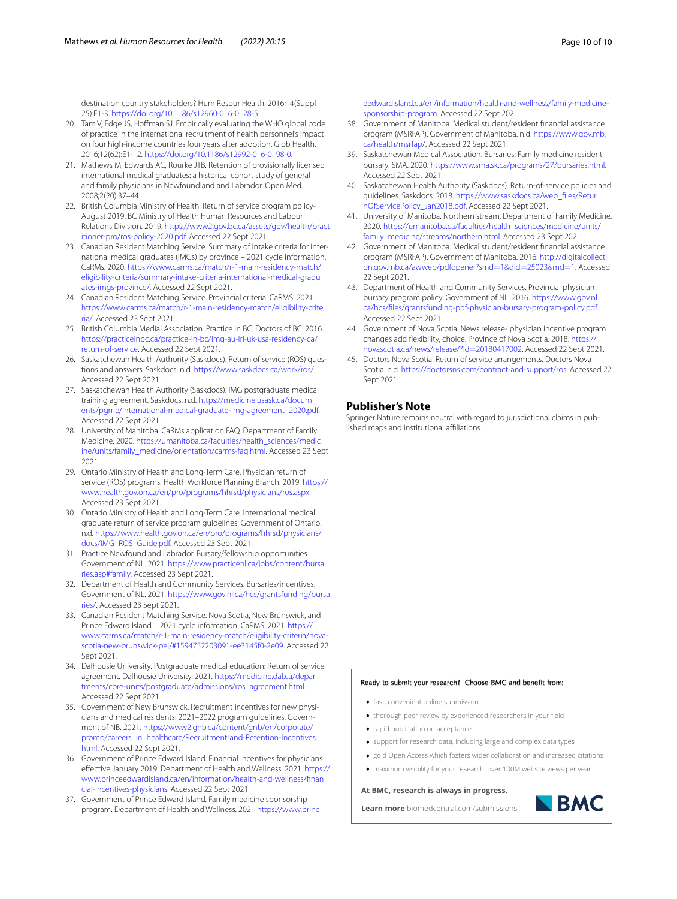destination country stakeholders? Hum Resour Health. 2016;14(Suppl 25):E1-3. https://doi.org/10.1186/s12960-016-0128-5.

20. Tam V, Edge JS, Hoffman SJ. Empirically evaluating the WHO global code of practice in the international recruitment of health personnel's impact on four high-income countries four years after adoption. Glob Health. 2016;12(62):E1-12. https://doi.org/10.1186/s12992-016-0198-0.
21. Mathews M, Edwards AC, Rourke JTB. Retention of provisionally licensed international medical graduates: a historical cohort study of general and family physicians in Newfoundland and Labrador. Open Med. 2008;2(20):37–44.
22. British Columbia Ministry of Health. Return of service program policy-August 2019. BC Ministry of Health Human Resources and Labour Relations Division. 2019. https://www2.gov.bc.ca/assets/gov/health/practitioner-pro/ros-policy-2020.pdf. Accessed 22 Sept 2021.
23. Canadian Resident Matching Service. Summary of intake criteria for international medical graduates (IMGs) by province – 2021 cycle information. CaRMs. 2020. https://www.carms.ca/match/r-1-main-residency-match/eligibility-criteria/summary-intake-criteria-international-medical-graduates-imgs-province/. Accessed 22 Sept 2021.
24. Canadian Resident Matching Service. Provincial criteria. CaRMS. 2021. https://www.carms.ca/match/r-1-main-residency-match/eligibility-criteria/. Accessed 23 Sept 2021.
25. British Columbia Medial Association. Practice In BC. Doctors of BC. 2016. https://practiceinbc.ca/practice-in-bc/img-au-irl-uk-usa-residency-ca/return-of-service. Accessed 22 Sept 2021.
26. Saskatchewan Health Authority (Saskdocs). Return of service (ROS) questions and answers. Saskdocs. n.d. https://www.saskdocs.ca/work/ros/. Accessed 22 Sept 2021.
27. Saskatchewan Health Authority (Saskdocs). IMG postgraduate medical training agreement. Saskdocs. n.d. https://medicine.usask.ca/documents/pgme/international-medical-graduate-img-agreement_2020.pdf. Accessed 22 Sept 2021.
28. University of Manitoba. CaRMs application FAQ. Department of Family Medicine. 2020. https://umanitoba.ca/faculties/health_sciences/medicine/units/family_medicine/orientation/carms-faq.html. Accessed 23 Sept 2021.
29. Ontario Ministry of Health and Long-Term Care. Physician return of service (ROS) programs. Health Workforce Planning Branch. 2019. https://www.health.gov.on.ca/en/pro/programs/hhrsd/physicians/ros.aspx. Accessed 23 Sept 2021.
30. Ontario Ministry of Health and Long-Term Care. International medical graduate return of service program guidelines. Government of Ontario. n.d. https://www.health.gov.on.ca/en/pro/programs/hhrsd/physicians/docs/IMG_ROS_Guide.pdf. Accessed 23 Sept 2021.
31. Practice Newfoundland Labrador. Bursary/fellowship opportunities. Government of NL. 2021. https://www.practicenl.ca/jobs/content/bursaries.asp#family. Accessed 23 Sept 2021.
32. Department of Health and Community Services. Bursaries/incentives. Government of NL. 2021. https://www.gov.nl.ca/hcs/grantsfunding/bursaries/. Accessed 23 Sept 2021.
33. Canadian Resident Matching Service. Nova Scotia, New Brunswick, and Prince Edward Island – 2021 cycle information. CaRMS. 2021. https://www.carms.ca/match/r-1-main-residency-match/eligibility-criteria/nova-scotia-new-brunswick-pei/#1594752203091-ee3145f0-2e09. Accessed 22 Sept 2021.
34. Dalhousie University. Postgraduate medical education: Return of service agreement. Dalhousie University. 2021. https://medicine.dal.ca/departments/core-units/postgraduate/admissions/ros_agreement.html. Accessed 22 Sept 2021.
35. Government of New Brunswick. Recruitment incentives for new physicians and medical residents: 2021–2022 program guidelines. Government of NB. 2021. https://www2.gnb.ca/content/gnb/en/corporate/promo/careers_in_healthcare/Recruitment-and-Retention-Incentives.html. Accessed 22 Sept 2021.
36. Government of Prince Edward Island. Financial incentives for physicians – effective January 2019. Department of Health and Wellness. 2021. https://www.princeedwardisland.ca/en/information/health-and-wellness/financial-incentives-physicians. Accessed 22 Sept 2021.
37. Government of Prince Edward Island. Family medicine sponsorship program. Department of Health and Wellness. 2021 https://www.princeedwardisland.ca/en/information/health-and-wellness/family-medicine-sponsorship-program. Accessed 22 Sept 2021.
38. Government of Manitoba. Medical student/resident financial assistance program (MSRFAP). Government of Manitoba. n.d. https://www.gov.mb.ca/health/msrfap/. Accessed 22 Sept 2021.
39. Saskatchewan Medical Association. Bursaries: Family medicine resident bursary. SMA. 2020. https://www.sma.sk.ca/programs/27/bursaries.html. Accessed 22 Sept 2021.
40. Saskatchewan Health Authority (Saskdocs). Return-of-service policies and guidelines. Saskdocs. 2018. https://www.saskdocs.ca/web_files/ReturnOfServicePolicy_Jan2018.pdf. Accessed 22 Sept 2021.
41. University of Manitoba. Northern stream. Department of Family Medicine. 2020. https://umanitoba.ca/faculties/health_sciences/medicine/units/family_medicine/streams/northern.html. Accessed 23 Sept 2021.
42. Government of Manitoba. Medical student/resident financial assistance program (MSRFAP). Government of Manitoba. 2016. http://digitalcollection.gov.mb.ca/awweb/pdfopener?smd=1&did=25023&md=1. Accessed 22 Sept 2021.
43. Department of Health and Community Services. Provincial physician bursary program policy. Government of NL. 2016. https://www.gov.nl.ca/hcs/files/grantsfunding-pdf-physician-bursary-program-policy.pdf. Accessed 22 Sept 2021.
44. Government of Nova Scotia. News release- physician incentive program changes add flexibility, choice. Province of Nova Scotia. 2018. https://novascotia.ca/news/release/?id=20180417002. Accessed 22 Sept 2021.
45. Doctors Nova Scotia. Return of service arrangements. Doctors Nova Scotia. n.d. https://doctorsns.com/contract-and-support/ros. Accessed 22 Sept 2021.

## Publisher's Note

Springer Nature remains neutral with regard to jurisdictional claims in published maps and institutional affiliations.

Ready to submit your research? Choose BMC and benefit from:

- fast, convenient online submission
- thorough peer review by experienced researchers in your field
- rapid publication on acceptance
- support for research data, including large and complex data types
- gold Open Access which fosters wider collaboration and increased citations
- maximum visibility for your research: over 100M website views per year

**At BMC, research is always in progress.**

**Learn more** biomedcentral.com/submissions

BMC